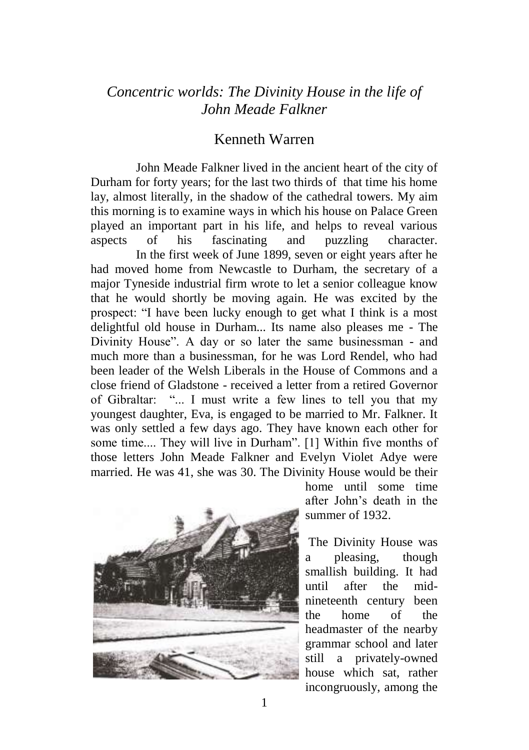# *Concentric worlds: The Divinity House in the life of John Meade Falkner*

## Kenneth Warren

John Meade Falkner lived in the ancient heart of the city of Durham for forty years; for the last two thirds of that time his home lay, almost literally, in the shadow of the cathedral towers. My aim this morning is to examine ways in which his house on Palace Green played an important part in his life, and helps to reveal various aspects of his fascinating and puzzling character.

In the first week of June 1899, seven or eight years after he had moved home from Newcastle to Durham, the secretary of a major Tyneside industrial firm wrote to let a senior colleague know that he would shortly be moving again. He was excited by the prospect: "I have been lucky enough to get what I think is a most delightful old house in Durham... Its name also pleases me - The Divinity House". A day or so later the same businessman - and much more than a businessman, for he was Lord Rendel, who had been leader of the Welsh Liberals in the House of Commons and a close friend of Gladstone - received a letter from a retired Governor of Gibraltar: "... I must write a few lines to tell you that my youngest daughter, Eva, is engaged to be married to Mr. Falkner. It was only settled a few days ago. They have known each other for some time.... They will live in Durham". [1] Within five months of those letters John Meade Falkner and Evelyn Violet Adye were married. He was 41, she was 30. The Divinity House would be their home until some time after John's death in the summer of 1932.

The Divinity House was a pleasing, though smallish building. It had until after the mid-nineteenth century been the home of the headmaster of the nearby grammar school and later still a privately-owned house which sat, rather incongruously, among the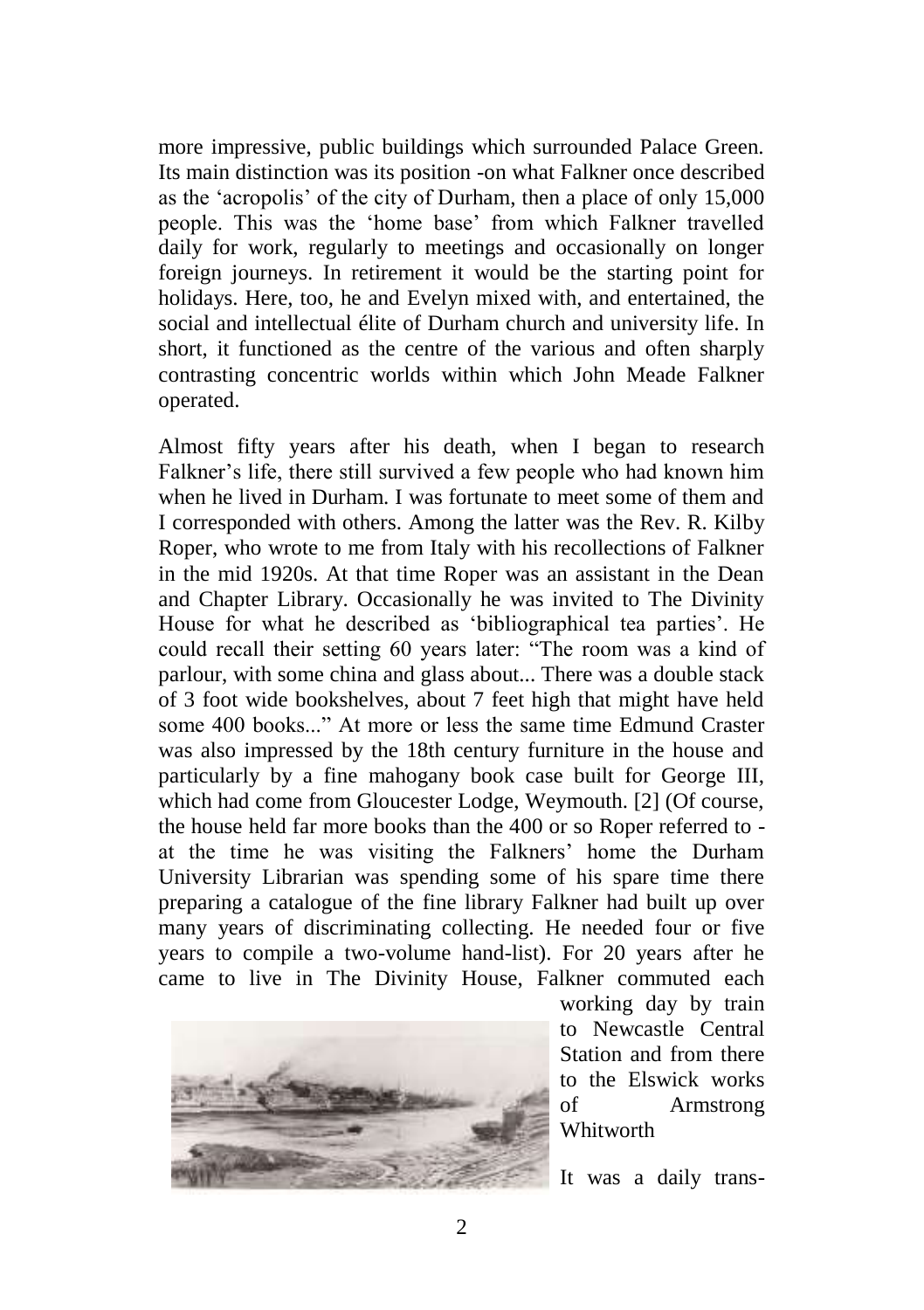more impressive, public buildings which surrounded Palace Green. Its main distinction was its position -on what Falkner once described as the 'acropolis' of the city of Durham, then a place of only 15,000 people. This was the 'home base' from which Falkner travelled daily for work, regularly to meetings and occasionally on longer foreign journeys. In retirement it would be the starting point for holidays. Here, too, he and Evelyn mixed with, and entertained, the social and intellectual élite of Durham church and university life. In short, it functioned as the centre of the various and often sharply contrasting concentric worlds within which John Meade Falkner operated.

Almost fifty years after his death, when I began to research Falkner's life, there still survived a few people who had known him when he lived in Durham. I was fortunate to meet some of them and I corresponded with others. Among the latter was the Rev. R. Kilby Roper, who wrote to me from Italy with his recollections of Falkner in the mid 1920s. At that time Roper was an assistant in the Dean and Chapter Library. Occasionally he was invited to The Divinity House for what he described as 'bibliographical tea parties'. He could recall their setting 60 years later: "The room was a kind of parlour, with some china and glass about... There was a double stack of 3 foot wide bookshelves, about 7 feet high that might have held some 400 books..." At more or less the same time Edmund Craster was also impressed by the 18th century furniture in the house and particularly by a fine mahogany book case built for George III, which had come from Gloucester Lodge, Weymouth. [2] (Of course, the house held far more books than the 400 or so Roper referred to - at the time he was visiting the Falkners' home the Durham University Librarian was spending some of his spare time there preparing a catalogue of the fine library Falkner had built up over many years of discriminating collecting. He needed four or five years to compile a two-volume hand-list). For 20 years after he came to live in The Divinity House, Falkner commuted each working day by train to Newcastle Central Station and from there to the Elswick works of Armstrong Whitworth

It was a daily trans-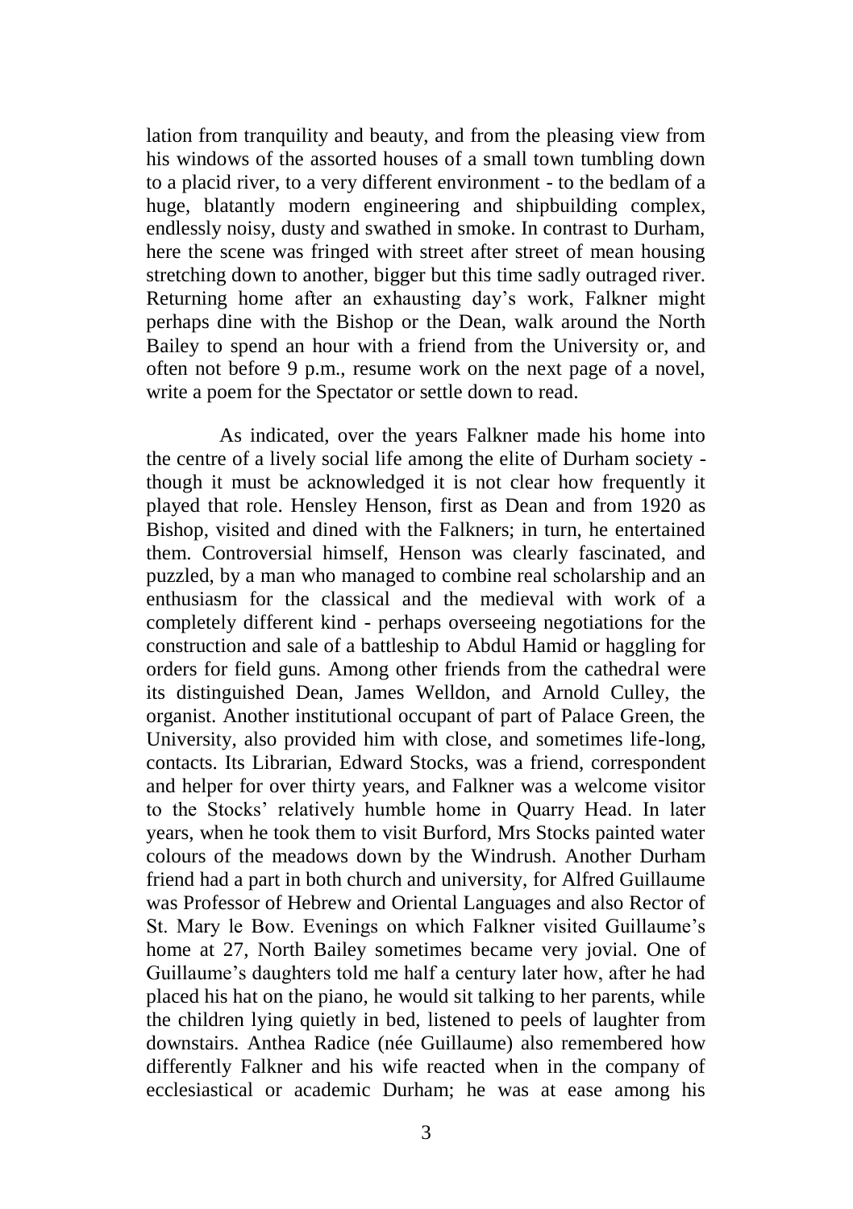lation from tranquility and beauty, and from the pleasing view from his windows of the assorted houses of a small town tumbling down to a placid river, to a very different environment - to the bedlam of a huge, blatantly modern engineering and shipbuilding complex, endlessly noisy, dusty and swathed in smoke. In contrast to Durham, here the scene was fringed with street after street of mean housing stretching down to another, bigger but this time sadly outraged river. Returning home after an exhausting day's work, Falkner might perhaps dine with the Bishop or the Dean, walk around the North Bailey to spend an hour with a friend from the University or, and often not before 9 p.m., resume work on the next page of a novel, write a poem for the Spectator or settle down to read.

As indicated, over the years Falkner made his home into the centre of a lively social life among the elite of Durham society - though it must be acknowledged it is not clear how frequently it played that role. Hensley Henson, first as Dean and from 1920 as Bishop, visited and dined with the Falkners; in turn, he entertained them. Controversial himself, Henson was clearly fascinated, and puzzled, by a man who managed to combine real scholarship and an enthusiasm for the classical and the medieval with work of a completely different kind - perhaps overseeing negotiations for the construction and sale of a battleship to Abdul Hamid or haggling for orders for field guns. Among other friends from the cathedral were its distinguished Dean, James Welldon, and Arnold Culley, the organist. Another institutional occupant of part of Palace Green, the University, also provided him with close, and sometimes life-long, contacts. Its Librarian, Edward Stocks, was a friend, correspondent and helper for over thirty years, and Falkner was a welcome visitor to the Stocks' relatively humble home in Quarry Head. In later years, when he took them to visit Burford, Mrs Stocks painted water colours of the meadows down by the Windrush. Another Durham friend had a part in both church and university, for Alfred Guillaume was Professor of Hebrew and Oriental Languages and also Rector of St. Mary le Bow. Evenings on which Falkner visited Guillaume's home at 27, North Bailey sometimes became very jovial. One of Guillaume's daughters told me half a century later how, after he had placed his hat on the piano, he would sit talking to her parents, while the children lying quietly in bed, listened to peels of laughter from downstairs. Anthea Radice (née Guillaume) also remembered how differently Falkner and his wife reacted when in the company of ecclesiastical or academic Durham; he was at ease among his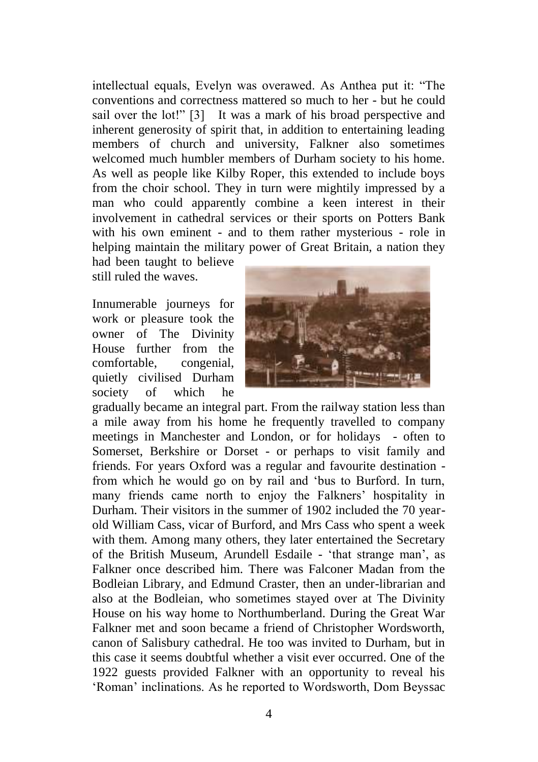intellectual equals, Evelyn was overawed. As Anthea put it: "The conventions and correctness mattered so much to her - but he could sail over the lot!" [3] It was a mark of his broad perspective and inherent generosity of spirit that, in addition to entertaining leading members of church and university, Falkner also sometimes welcomed much humbler members of Durham society to his home. As well as people like Kilby Roper, this extended to include boys from the choir school. They in turn were mightily impressed by a man who could apparently combine a keen interest in their involvement in cathedral services or their sports on Potters Bank with his own eminent - and to them rather mysterious - role in helping maintain the military power of Great Britain, a nation they had been taught to believe still ruled the waves.

Innumerable journeys for work or pleasure took the owner of The Divinity House further from the comfortable, congenial, quietly civilised Durham society of which he gradually became an integral part. From the railway station less than a mile away from his home he frequently travelled to company meetings in Manchester and London, or for holidays - often to Somerset, Berkshire or Dorset - or perhaps to visit family and friends. For years Oxford was a regular and favourite destination - from which he would go on by rail and 'bus to Burford. In turn, many friends came north to enjoy the Falkners' hospitality in Durham. Their visitors in the summer of 1902 included the 70 year-old William Cass, vicar of Burford, and Mrs Cass who spent a week with them. Among many others, they later entertained the Secretary of the British Museum, Arundell Esdaile - 'that strange man', as Falkner once described him. There was Falconer Madan from the Bodleian Library, and Edmund Craster, then an under-librarian and also at the Bodleian, who sometimes stayed over at The Divinity House on his way home to Northumberland. During the Great War Falkner met and soon became a friend of Christopher Wordsworth, canon of Salisbury cathedral. He too was invited to Durham, but in this case it seems doubtful whether a visit ever occurred. One of the 1922 guests provided Falkner with an opportunity to reveal his 'Roman' inclinations. As he reported to Wordsworth, Dom Beyssac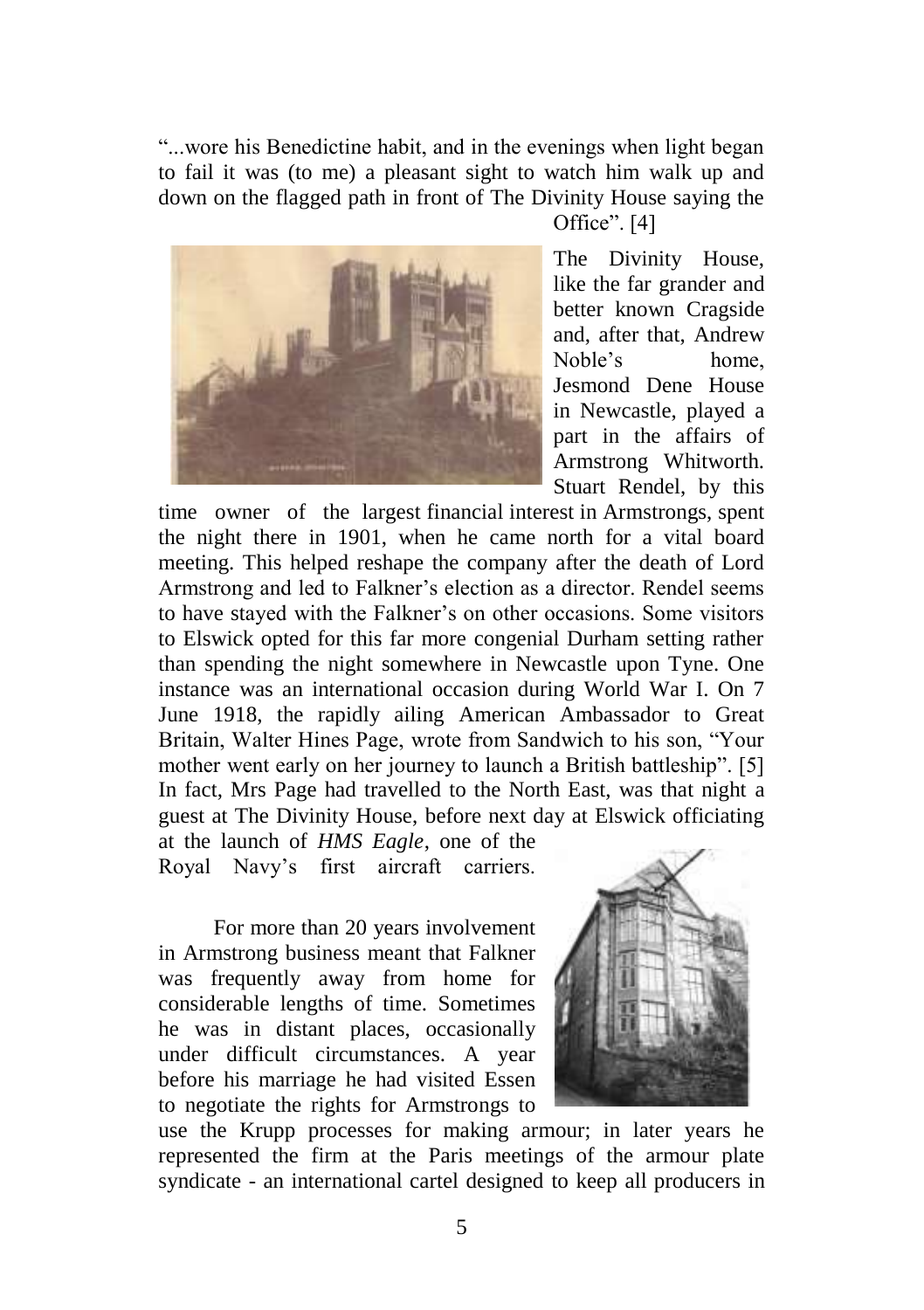"...wore his Benedictine habit, and in the evenings when light began to fail it was (to me) a pleasant sight to watch him walk up and down on the flagged path in front of The Divinity House saying the Office". [4]

The Divinity House, like the far grander and better known Cragside and, after that, Andrew Noble's home, Jesmond Dene House in Newcastle, played a part in the affairs of Armstrong Whitworth. Stuart Rendel, by this time owner of the largest financial interest in Armstrongs, spent the night there in 1901, when he came north for a vital board meeting. This helped reshape the company after the death of Lord Armstrong and led to Falkner's election as a director. Rendel seems to have stayed with the Falkner's on other occasions. Some visitors to Elswick opted for this far more congenial Durham setting rather than spending the night somewhere in Newcastle upon Tyne. One instance was an international occasion during World War I. On 7 June 1918, the rapidly ailing American Ambassador to Great Britain, Walter Hines Page, wrote from Sandwich to his son, "Your mother went early on her journey to launch a British battleship". [5] In fact, Mrs Page had travelled to the North East, was that night a guest at The Divinity House, before next day at Elswick officiating at the launch of *HMS Eagle*, one of the Royal Navy's first aircraft carriers.

For more than 20 years involvement in Armstrong business meant that Falkner was frequently away from home for considerable lengths of time. Sometimes he was in distant places, occasionally under difficult circumstances. A year before his marriage he had visited Essen to negotiate the rights for Armstrongs to use the Krupp processes for making armour; in later years he represented the firm at the Paris meetings of the armour plate syndicate - an international cartel designed to keep all producers in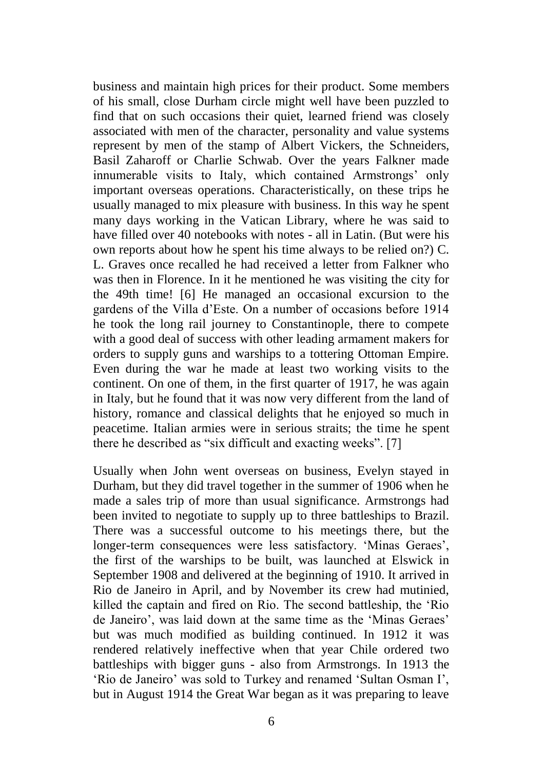business and maintain high prices for their product. Some members of his small, close Durham circle might well have been puzzled to find that on such occasions their quiet, learned friend was closely associated with men of the character, personality and value systems represent by men of the stamp of Albert Vickers, the Schneiders, Basil Zaharoff or Charlie Schwab. Over the years Falkner made innumerable visits to Italy, which contained Armstrongs' only important overseas operations. Characteristically, on these trips he usually managed to mix pleasure with business. In this way he spent many days working in the Vatican Library, where he was said to have filled over 40 notebooks with notes - all in Latin. (But were his own reports about how he spent his time always to be relied on?) C. L. Graves once recalled he had received a letter from Falkner who was then in Florence. In it he mentioned he was visiting the city for the 49th time! [6] He managed an occasional excursion to the gardens of the Villa d'Este. On a number of occasions before 1914 he took the long rail journey to Constantinople, there to compete with a good deal of success with other leading armament makers for orders to supply guns and warships to a tottering Ottoman Empire. Even during the war he made at least two working visits to the continent. On one of them, in the first quarter of 1917, he was again in Italy, but he found that it was now very different from the land of history, romance and classical delights that he enjoyed so much in peacetime. Italian armies were in serious straits; the time he spent there he described as "six difficult and exacting weeks". [7]

Usually when John went overseas on business, Evelyn stayed in Durham, but they did travel together in the summer of 1906 when he made a sales trip of more than usual significance. Armstrongs had been invited to negotiate to supply up to three battleships to Brazil. There was a successful outcome to his meetings there, but the longer-term consequences were less satisfactory. 'Minas Geraes', the first of the warships to be built, was launched at Elswick in September 1908 and delivered at the beginning of 1910. It arrived in Rio de Janeiro in April, and by November its crew had mutinied, killed the captain and fired on Rio. The second battleship, the 'Rio de Janeiro', was laid down at the same time as the 'Minas Geraes' but was much modified as building continued. In 1912 it was rendered relatively ineffective when that year Chile ordered two battleships with bigger guns - also from Armstrongs. In 1913 the 'Rio de Janeiro' was sold to Turkey and renamed 'Sultan Osman I', but in August 1914 the Great War began as it was preparing to leave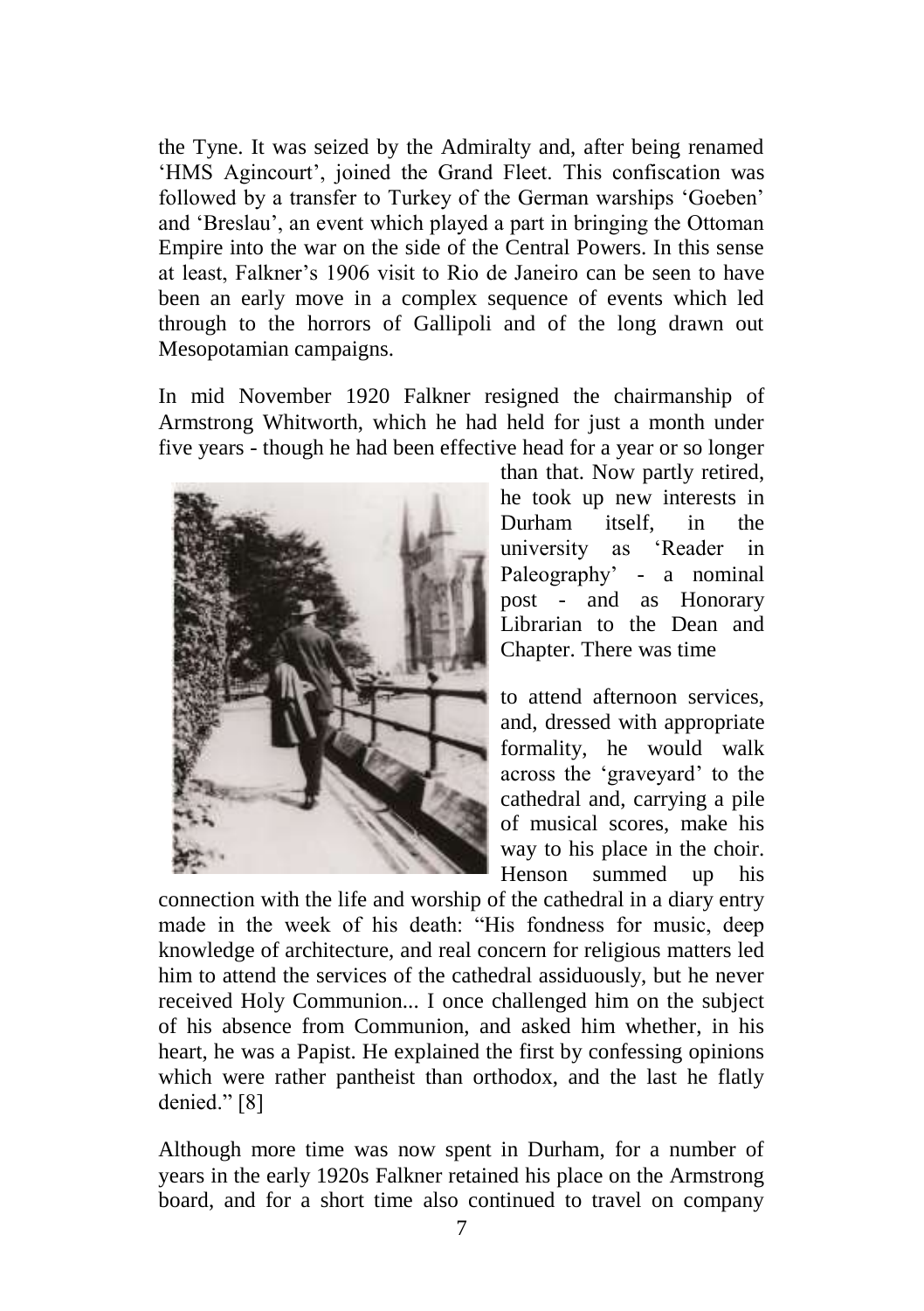the Tyne. It was seized by the Admiralty and, after being renamed 'HMS Agincourt', joined the Grand Fleet. This confiscation was followed by a transfer to Turkey of the German warships 'Goeben' and 'Breslau', an event which played a part in bringing the Ottoman Empire into the war on the side of the Central Powers. In this sense at least, Falkner's 1906 visit to Rio de Janeiro can be seen to have been an early move in a complex sequence of events which led through to the horrors of Gallipoli and of the long drawn out Mesopotamian campaigns.

In mid November 1920 Falkner resigned the chairmanship of Armstrong Whitworth, which he had held for just a month under five years - though he had been effective head for a year or so longer than that. Now partly retired, he took up new interests in Durham itself, in the university as 'Reader in Paleography' - a nominal post - and as Honorary Librarian to the Dean and Chapter. There was time to attend afternoon services, and, dressed with appropriate formality, he would walk across the 'graveyard' to the cathedral and, carrying a pile of musical scores, make his way to his place in the choir. Henson summed up his connection with the life and worship of the cathedral in a diary entry made in the week of his death: "His fondness for music, deep knowledge of architecture, and real concern for religious matters led him to attend the services of the cathedral assiduously, but he never received Holy Communion... I once challenged him on the subject of his absence from Communion, and asked him whether, in his heart, he was a Papist. He explained the first by confessing opinions which were rather pantheist than orthodox, and the last he flatly denied." [8]

Although more time was now spent in Durham, for a number of years in the early 1920s Falkner retained his place on the Armstrong board, and for a short time also continued to travel on company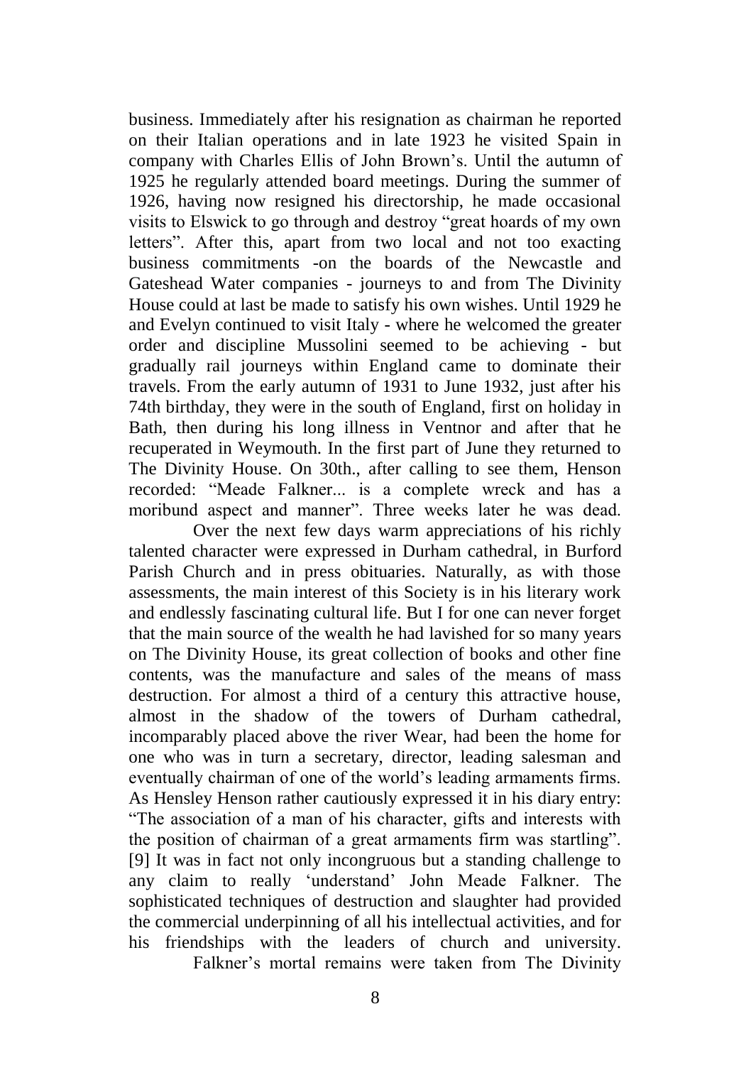business. Immediately after his resignation as chairman he reported on their Italian operations and in late 1923 he visited Spain in company with Charles Ellis of John Brown's. Until the autumn of 1925 he regularly attended board meetings. During the summer of 1926, having now resigned his directorship, he made occasional visits to Elswick to go through and destroy "great hoards of my own letters". After this, apart from two local and not too exacting business commitments -on the boards of the Newcastle and Gateshead Water companies - journeys to and from The Divinity House could at last be made to satisfy his own wishes. Until 1929 he and Evelyn continued to visit Italy - where he welcomed the greater order and discipline Mussolini seemed to be achieving - but gradually rail journeys within England came to dominate their travels. From the early autumn of 1931 to June 1932, just after his 74th birthday, they were in the south of England, first on holiday in Bath, then during his long illness in Ventnor and after that he recuperated in Weymouth. In the first part of June they returned to The Divinity House. On 30th., after calling to see them, Henson recorded: "Meade Falkner... is a complete wreck and has a moribund aspect and manner". Three weeks later he was dead.

Over the next few days warm appreciations of his richly talented character were expressed in Durham cathedral, in Burford Parish Church and in press obituaries. Naturally, as with those assessments, the main interest of this Society is in his literary work and endlessly fascinating cultural life. But I for one can never forget that the main source of the wealth he had lavished for so many years on The Divinity House, its great collection of books and other fine contents, was the manufacture and sales of the means of mass destruction. For almost a third of a century this attractive house, almost in the shadow of the towers of Durham cathedral, incomparably placed above the river Wear, had been the home for one who was in turn a secretary, director, leading salesman and eventually chairman of one of the world's leading armaments firms. As Hensley Henson rather cautiously expressed it in his diary entry: "The association of a man of his character, gifts and interests with the position of chairman of a great armaments firm was startling". [9] It was in fact not only incongruous but a standing challenge to any claim to really 'understand' John Meade Falkner. The sophisticated techniques of destruction and slaughter had provided the commercial underpinning of all his intellectual activities, and for his friendships with the leaders of church and university.

Falkner's mortal remains were taken from The Divinity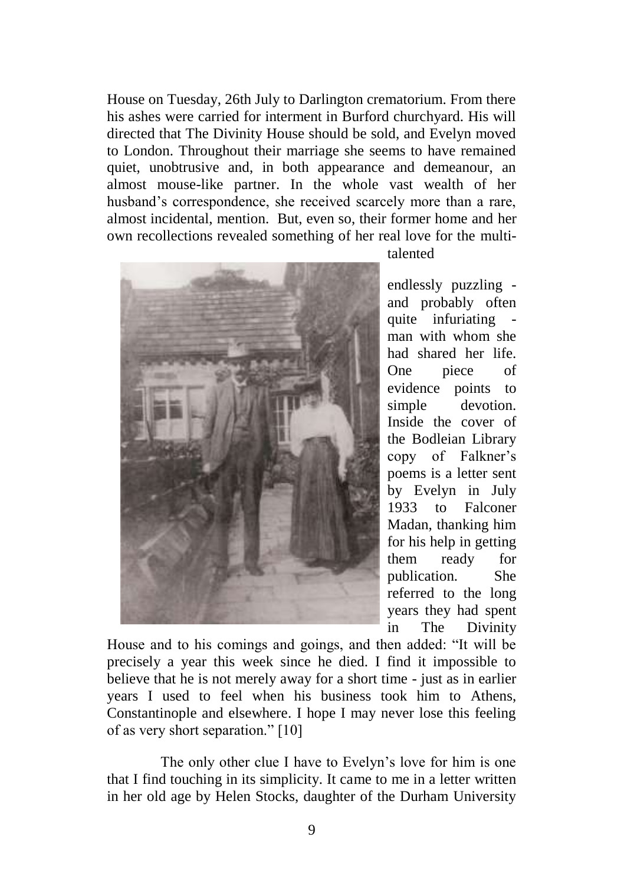House on Tuesday, 26th July to Darlington crematorium. From there his ashes were carried for interment in Burford churchyard. His will directed that The Divinity House should be sold, and Evelyn moved to London. Throughout their marriage she seems to have remained quiet, unobtrusive and, in both appearance and demeanour, an almost mouse-like partner. In the whole vast wealth of her husband's correspondence, she received scarcely more than a rare, almost incidental, mention. But, even so, their former home and her own recollections revealed something of her real love for the multi-talented endlessly puzzling - and probably often quite infuriating - man with whom she had shared her life. One piece of evidence points to simple devotion. Inside the cover of the Bodleian Library copy of Falkner's poems is a letter sent by Evelyn in July 1933 to Falconer Madan, thanking him for his help in getting them ready for publication. She referred to the long years they had spent in The Divinity House and to his comings and goings, and then added: "It will be precisely a year this week since he died. I find it impossible to believe that he is not merely away for a short time - just as in earlier years I used to feel when his business took him to Athens, Constantinople and elsewhere. I hope I may never lose this feeling of as very short separation." [10]

The only other clue I have to Evelyn's love for him is one that I find touching in its simplicity. It came to me in a letter written in her old age by Helen Stocks, daughter of the Durham University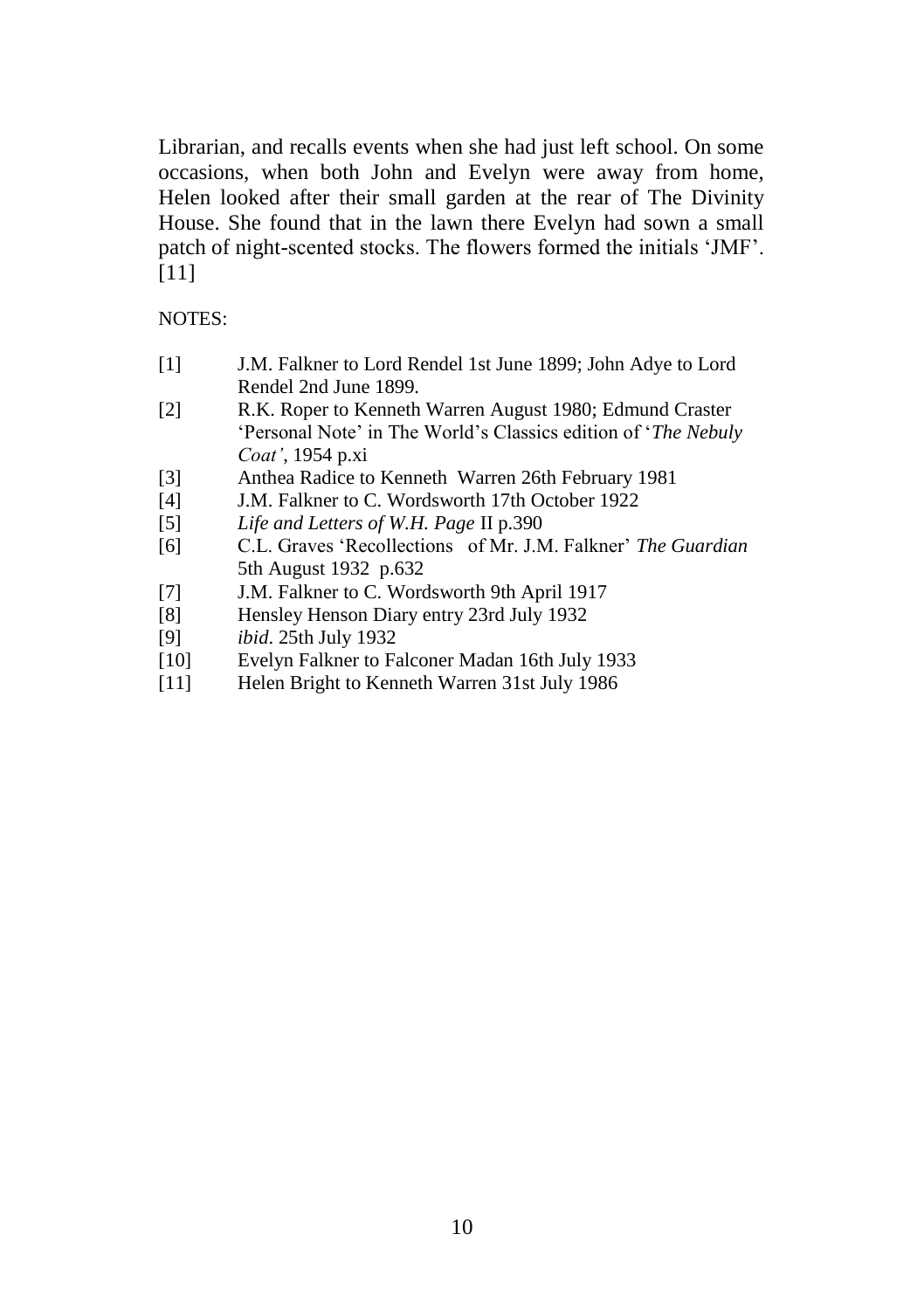Librarian, and recalls events when she had just left school. On some occasions, when both John and Evelyn were away from home, Helen looked after their small garden at the rear of The Divinity House. She found that in the lawn there Evelyn had sown a small patch of night-scented stocks. The flowers formed the initials 'JMF'. [11]

NOTES:

- [1] J.M. Falkner to Lord Rendel 1st June 1899; John Adye to Lord Rendel 2nd June 1899.
- [2] R.K. Roper to Kenneth Warren August 1980; Edmund Craster 'Personal Note' in The World's Classics edition of '*The Nebuly Coat'*, 1954 p.xi
- [3] Anthea Radice to Kenneth Warren 26th February 1981
- [4] J.M. Falkner to C. Wordsworth 17th October 1922
- [5] *Life and Letters of W.H. Page* II p.390
- [6] C.L. Graves 'Recollections of Mr. J.M. Falkner' *The Guardian* 5th August 1932 p.632
- [7] J.M. Falkner to C. Wordsworth 9th April 1917
- [8] Hensley Henson Diary entry 23rd July 1932
- [9] *ibid*. 25th July 1932
- [10] Evelyn Falkner to Falconer Madan 16th July 1933
- [11] Helen Bright to Kenneth Warren 31st July 1986